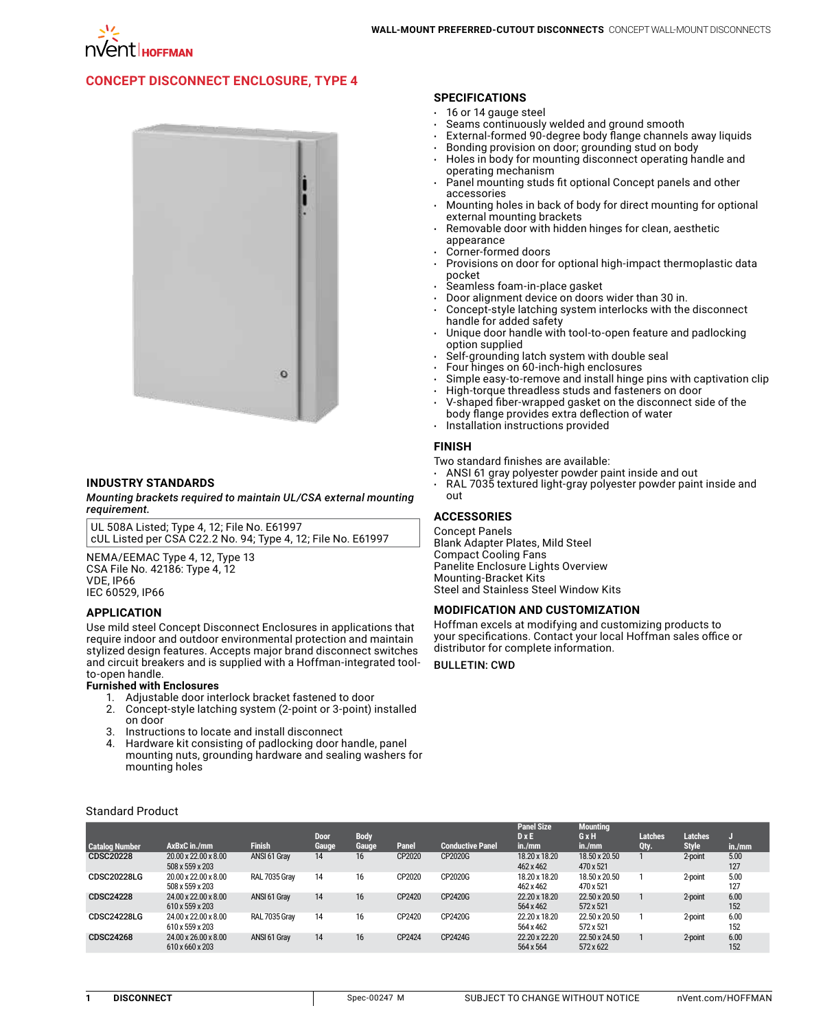# CONCEPT DISCONNECT ENCLOSURE, TYPE 4

## INDUSTRY STANDARDS

***Mounting brackets required to maintain UL/CSA external mounting requirement.***

| UL 508A Listed; Type 4, 12; File No. E61997 |
|---|
| cUL Listed per CSA C22.2 No. 94; Type 4, 12; File No. E61997 |

NEMA/EEMAC Type 4, 12, Type 13
CSA File No. 42186: Type 4, 12
VDE, IP66
IEC 60529, IP66

## APPLICATION

Use mild steel Concept Disconnect Enclosures in applications that require indoor and outdoor environmental protection and maintain stylized design features. Accepts major brand disconnect switches and circuit breakers and is supplied with a Hoffman-integrated tool-to-open handle.

**Furnished with Enclosures**

1. Adjustable door interlock bracket fastened to door
2. Concept-style latching system (2-point or 3-point) installed on door
3. Instructions to locate and install disconnect
4. Hardware kit consisting of padlocking door handle, panel mounting nuts, grounding hardware and sealing washers for mounting holes

## SPECIFICATIONS

- 16 or 14 gauge steel
- Seams continuously welded and ground smooth
- External-formed 90-degree body flange channels away liquids
- Bonding provision on door; grounding stud on body
- Holes in body for mounting disconnect operating handle and operating mechanism
- Panel mounting studs fit optional Concept panels and other accessories
- Mounting holes in back of body for direct mounting for optional external mounting brackets
- Removable door with hidden hinges for clean, aesthetic appearance
- Corner-formed doors
- Provisions on door for optional high-impact thermoplastic data pocket
- Seamless foam-in-place gasket
- Door alignment device on doors wider than 30 in.
- Concept-style latching system interlocks with the disconnect handle for added safety
- Unique door handle with tool-to-open feature and padlocking option supplied
- Self-grounding latch system with double seal
- Four hinges on 60-inch-high enclosures
- Simple easy-to-remove and install hinge pins with captivation clip
- High-torque threadless studs and fasteners on door
- V-shaped fiber-wrapped gasket on the disconnect side of the body flange provides extra deflection of water
- Installation instructions provided

## FINISH

Two standard finishes are available:

- ANSI 61 gray polyester powder paint inside and out
- RAL 7035 textured light-gray polyester powder paint inside and out

## ACCESSORIES

Concept Panels
Blank Adapter Plates, Mild Steel
Compact Cooling Fans
Panelite Enclosure Lights Overview
Mounting-Bracket Kits
Steel and Stainless Steel Window Kits

## MODIFICATION AND CUSTOMIZATION

Hoffman excels at modifying and customizing products to your specifications. Contact your local Hoffman sales office or distributor for complete information.

**BULLETIN: CWD**

Standard Product

| Catalog Number | AxBxC in./mm | Finish | Door Gauge | Body Gauge | Panel | Conductive Panel | Panel Size D x E in./mm | Mounting G x H in./mm | Latches Qty. | Latches Style | J in./mm |
|---|---|---|---|---|---|---|---|---|---|---|---|
| CDSC20228 | 20.00 x 22.00 x 8.00<br>508 x 559 x 203 | ANSI 61 Gray | 14 | 16 | CP2020 | CP2020G | 18.20 x 18.20<br>462 x 462 | 18.50 x 20.50<br>470 x 521 | 1 | 2-point | 5.00<br>127 |
| CDSC20228LG | 20.00 x 22.00 x 8.00<br>508 x 559 x 203 | RAL 7035 Gray | 14 | 16 | CP2020 | CP2020G | 18.20 x 18.20<br>462 x 462 | 18.50 x 20.50<br>470 x 521 | 1 | 2-point | 5.00<br>127 |
| CDSC24228 | 24.00 x 22.00 x 8.00<br>610 x 559 x 203 | ANSI 61 Gray | 14 | 16 | CP2420 | CP2420G | 22.20 x 18.20<br>564 x 462 | 22.50 x 20.50<br>572 x 521 | 1 | 2-point | 6.00<br>152 |
| CDSC24228LG | 24.00 x 22.00 x 8.00<br>610 x 559 x 203 | RAL 7035 Gray | 14 | 16 | CP2420 | CP2420G | 22.20 x 18.20<br>564 x 462 | 22.50 x 20.50<br>572 x 521 | 1 | 2-point | 6.00<br>152 |
| CDSC24268 | 24.00 x 26.00 x 8.00<br>610 x 660 x 203 | ANSI 61 Gray | 14 | 16 | CP2424 | CP2424G | 22.20 x 22.20<br>564 x 564 | 22.50 x 24.50<br>572 x 622 | 1 | 2-point | 6.00<br>152 |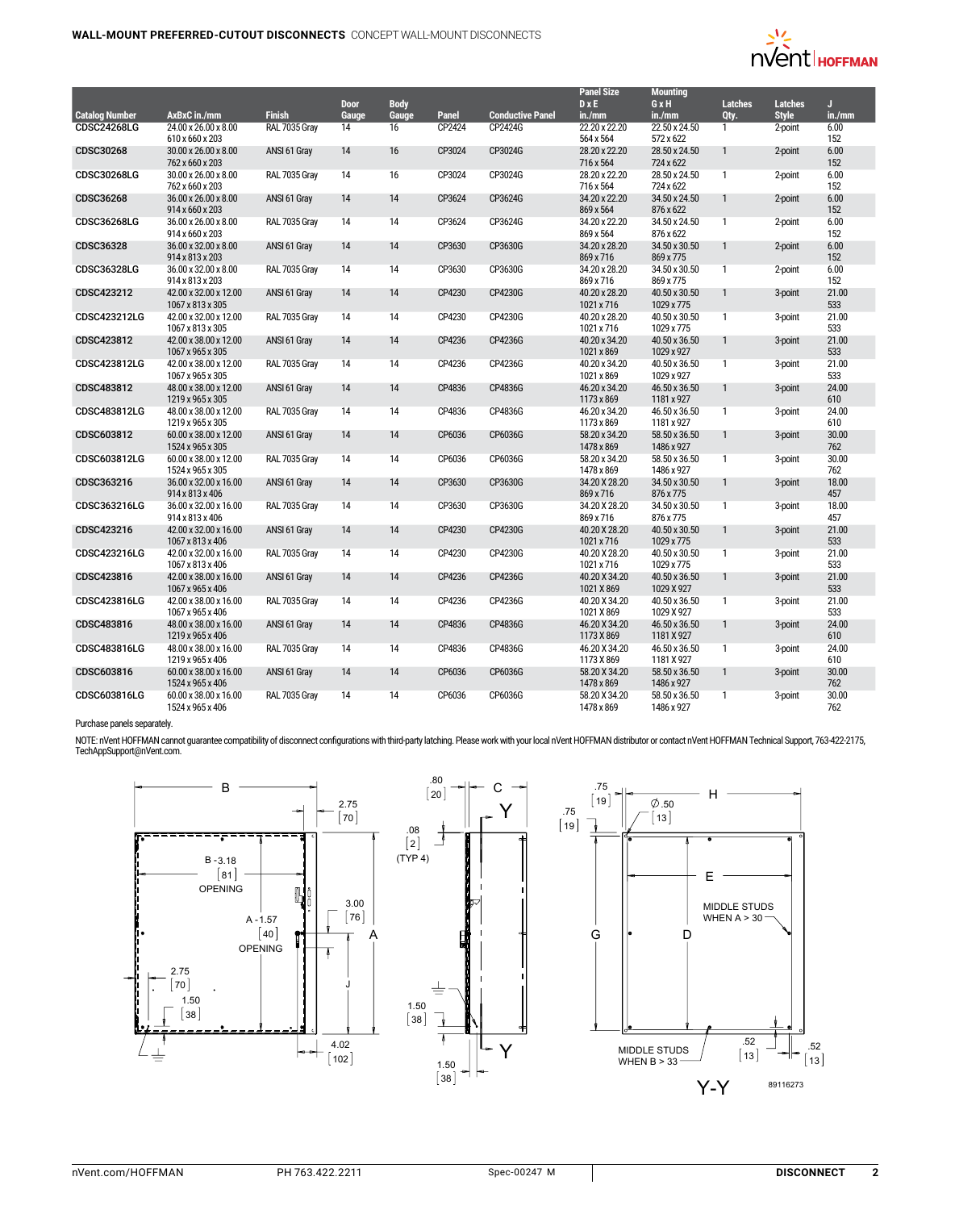## WALL-MOUNT PREFERRED-CUTOUT DISCONNECTS CONCEPT WALL-MOUNT DISCONNECTS

| Catalog Number | AxBxC in./mm | Finish | Door Gauge | Body Gauge | Panel | Conductive Panel | Panel Size D x E in./mm | Mounting G x H in./mm | Latches Qty. | Latches Style | J in./mm |
|---|---|---|---|---|---|---|---|---|---|---|---|
| CDSC24268LG | 24.00 x 26.00 x 8.00<br>610 x 660 x 203 | RAL 7035 Gray | 14 | 16 | CP2424 | CP2424G | 22.20 x 22.20<br>564 x 564 | 22.50 x 24.50<br>572 x 622 | 1 | 2-point | 6.00<br>152 |
| CDSC30268 | 30.00 x 26.00 x 8.00<br>762 x 660 x 203 | ANSI 61 Gray | 14 | 16 | CP3024 | CP3024G | 28.20 x 22.20<br>716 x 564 | 28.50 x 24.50<br>724 x 622 | 1 | 2-point | 6.00<br>152 |
| CDSC30268LG | 30.00 x 26.00 x 8.00<br>762 x 660 x 203 | RAL 7035 Gray | 14 | 16 | CP3024 | CP3024G | 28.20 x 22.20<br>716 x 564 | 28.50 x 24.50<br>724 x 622 | 1 | 2-point | 6.00<br>152 |
| CDSC36268 | 36.00 x 26.00 x 8.00<br>914 x 660 x 203 | ANSI 61 Gray | 14 | 14 | CP3624 | CP3624G | 34.20 x 22.20<br>869 x 564 | 34.50 x 24.50<br>876 x 622 | 1 | 2-point | 6.00<br>152 |
| CDSC36268LG | 36.00 x 26.00 x 8.00<br>914 x 660 x 203 | RAL 7035 Gray | 14 | 14 | CP3624 | CP3624G | 34.20 x 22.20<br>869 x 564 | 34.50 x 24.50<br>876 x 622 | 1 | 2-point | 6.00<br>152 |
| CDSC36328 | 36.00 x 32.00 x 8.00<br>914 x 813 x 203 | ANSI 61 Gray | 14 | 14 | CP3630 | CP3630G | 34.20 x 28.20<br>869 x 716 | 34.50 x 30.50<br>869 x 775 | 1 | 2-point | 6.00<br>152 |
| CDSC36328LG | 36.00 x 32.00 x 8.00<br>914 x 813 x 203 | RAL 7035 Gray | 14 | 14 | CP3630 | CP3630G | 34.20 x 28.20<br>869 x 716 | 34.50 x 30.50<br>869 x 775 | 1 | 2-point | 6.00<br>152 |
| CDSC423212 | 42.00 x 32.00 x 12.00<br>1067 x 813 x 305 | ANSI 61 Gray | 14 | 14 | CP4230 | CP4230G | 40.20 x 28.20<br>1021 x 716 | 40.50 x 30.50<br>1029 x 775 | 1 | 3-point | 21.00<br>533 |
| CDSC423212LG | 42.00 x 32.00 x 12.00<br>1067 x 813 x 305 | RAL 7035 Gray | 14 | 14 | CP4230 | CP4230G | 40.20 x 28.20<br>1021 x 716 | 40.50 x 30.50<br>1029 x 775 | 1 | 3-point | 21.00<br>533 |
| CDSC423812 | 42.00 x 38.00 x 12.00<br>1067 x 965 x 305 | ANSI 61 Gray | 14 | 14 | CP4236 | CP4236G | 40.20 x 34.20<br>1021 x 869 | 40.50 x 36.50<br>1029 x 927 | 1 | 3-point | 21.00<br>533 |
| CDSC423812LG | 42.00 x 38.00 x 12.00<br>1067 x 965 x 305 | RAL 7035 Gray | 14 | 14 | CP4236 | CP4236G | 40.20 x 34.20<br>1021 x 869 | 40.50 x 36.50<br>1029 x 927 | 1 | 3-point | 21.00<br>533 |
| CDSC483812 | 48.00 x 38.00 x 12.00<br>1219 x 965 x 305 | ANSI 61 Gray | 14 | 14 | CP4836 | CP4836G | 46.20 x 34.20<br>1173 x 869 | 46.50 x 36.50<br>1181 x 927 | 1 | 3-point | 24.00<br>610 |
| CDSC483812LG | 48.00 x 38.00 x 12.00<br>1219 x 965 x 305 | RAL 7035 Gray | 14 | 14 | CP4836 | CP4836G | 46.20 x 34.20<br>1173 x 869 | 46.50 x 36.50<br>1181 x 927 | 1 | 3-point | 24.00<br>610 |
| CDSC603812 | 60.00 x 38.00 x 12.00<br>1524 x 965 x 305 | ANSI 61 Gray | 14 | 14 | CP6036 | CP6036G | 58.20 x 34.20<br>1478 x 869 | 58.50 x 36.50<br>1486 x 927 | 1 | 3-point | 30.00<br>762 |
| CDSC603812LG | 60.00 x 38.00 x 12.00<br>1524 x 965 x 305 | RAL 7035 Gray | 14 | 14 | CP6036 | CP6036G | 58.20 x 34.20<br>1478 x 869 | 58.50 x 36.50<br>1486 x 927 | 1 | 3-point | 30.00<br>762 |
| CDSC363216 | 36.00 x 32.00 x 16.00<br>914 x 813 x 406 | ANSI 61 Gray | 14 | 14 | CP3630 | CP3630G | 34.20 X 28.20<br>869 x 716 | 34.50 x 30.50<br>876 x 775 | 1 | 3-point | 18.00<br>457 |
| CDSC363216LG | 36.00 x 32.00 x 16.00<br>914 x 813 x 406 | RAL 7035 Gray | 14 | 14 | CP3630 | CP3630G | 34.20 X 28.20<br>869 x 716 | 34.50 x 30.50<br>876 x 775 | 1 | 3-point | 18.00<br>457 |
| CDSC423216 | 42.00 x 32.00 x 16.00<br>1067 x 813 x 406 | ANSI 61 Gray | 14 | 14 | CP4230 | CP4230G | 40.20 X 28.20<br>1021 x 716 | 40.50 x 30.50<br>1029 x 775 | 1 | 3-point | 21.00<br>533 |
| CDSC423216LG | 42.00 x 32.00 x 16.00<br>1067 x 813 x 406 | RAL 7035 Gray | 14 | 14 | CP4230 | CP4230G | 40.20 X 28.20<br>1021 x 716 | 40.50 x 30.50<br>1029 x 775 | 1 | 3-point | 21.00<br>533 |
| CDSC423816 | 42.00 x 38.00 x 16.00<br>1067 x 965 x 406 | ANSI 61 Gray | 14 | 14 | CP4236 | CP4236G | 40.20 X 34.20<br>1021 X 869 | 40.50 x 36.50<br>1029 X 927 | 1 | 3-point | 21.00<br>533 |
| CDSC423816LG | 42.00 x 38.00 x 16.00<br>1067 x 965 x 406 | RAL 7035 Gray | 14 | 14 | CP4236 | CP4236G | 40.20 X 34.20<br>1021 X 869 | 40.50 x 36.50<br>1029 X 927 | 1 | 3-point | 21.00<br>533 |
| CDSC483816 | 48.00 x 38.00 x 16.00<br>1219 x 965 x 406 | ANSI 61 Gray | 14 | 14 | CP4836 | CP4836G | 46.20 X 34.20<br>1173 X 869 | 46.50 x 36.50<br>1181 X 927 | 1 | 3-point | 24.00<br>610 |
| CDSC483816LG | 48.00 x 38.00 x 16.00<br>1219 x 965 x 406 | RAL 7035 Gray | 14 | 14 | CP4836 | CP4836G | 46.20 X 34.20<br>1173 X 869 | 46.50 x 36.50<br>1181 X 927 | 1 | 3-point | 24.00<br>610 |
| CDSC603816 | 60.00 x 38.00 x 16.00<br>1524 x 965 x 406 | ANSI 61 Gray | 14 | 14 | CP6036 | CP6036G | 58.20 X 34.20<br>1478 x 869 | 58.50 x 36.50<br>1486 x 927 | 1 | 3-point | 30.00<br>762 |
| CDSC603816LG | 60.00 x 38.00 x 16.00<br>1524 x 965 x 406 | RAL 7035 Gray | 14 | 14 | CP6036 | CP6036G | 58.20 X 34.20<br>1478 x 869 | 58.50 x 36.50<br>1486 x 927 | 1 | 3-point | 30.00<br>762 |

Purchase panels separately.

NOTE: nVent HOFFMAN cannot guarantee compatibility of disconnect configurations with third-party latching. Please work with your local nVent HOFFMAN distributor or contact nVent HOFFMAN Technical Support, 763-422-2175, TechAppSupport@nVent.com.

B, 2.75 [70], B - 3.18 [81] OPENING, A - 1.57 [40] OPENING, 3.00 [76], A, J, 2.75 [70], 1.50 [38], 4.02 [102]

.80 [20], C, Y, .08 [2] (TYP 4), 1.50 [38], 1.50 [38], Y

.75 [19], H, ∅ .50 [13], .75 [19], E, MIDDLE STUDS WHEN A > 30, G, D, MIDDLE STUDS WHEN B > 33, .52 [13], .52 [13]

Y-Y

89116273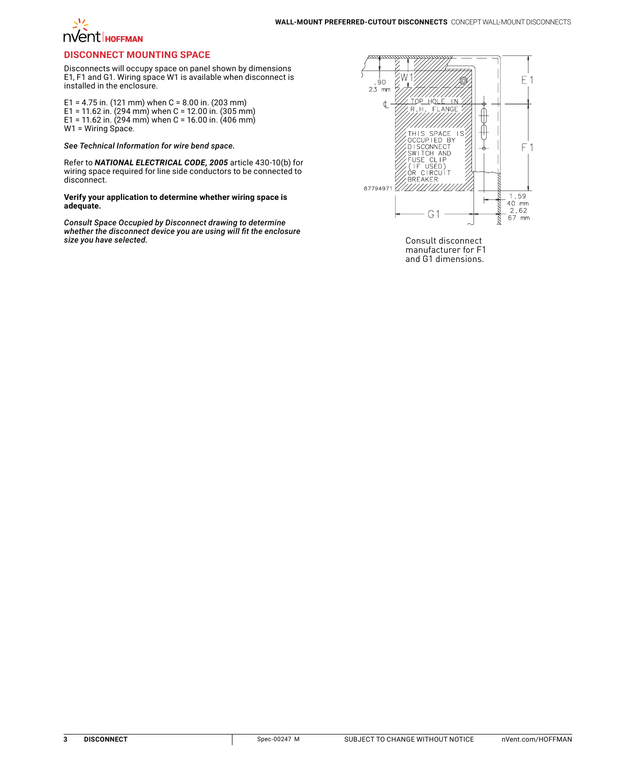## DISCONNECT MOUNTING SPACE

Disconnects will occupy space on panel shown by dimensions E1, F1 and G1. Wiring space W1 is available when disconnect is installed in the enclosure.

E1 = 4.75 in. (121 mm) when C = 8.00 in. (203 mm)
E1 = 11.62 in. (294 mm) when C = 12.00 in. (305 mm)
E1 = 11.62 in. (294 mm) when C = 16.00 in. (406 mm)
W1 = Wiring Space.

*See Technical Information for wire bend space.*

Refer to ***NATIONAL ELECTRICAL CODE, 2005*** article 430-10(b) for wiring space required for line side conductors to be connected to disconnect.

**Verify your application to determine whether wiring space is adequate.**

***Consult Space Occupied by Disconnect drawing to determine whether the disconnect device you are using will fit the enclosure size you have selected.***

Consult disconnect manufacturer for F1 and G1 dimensions.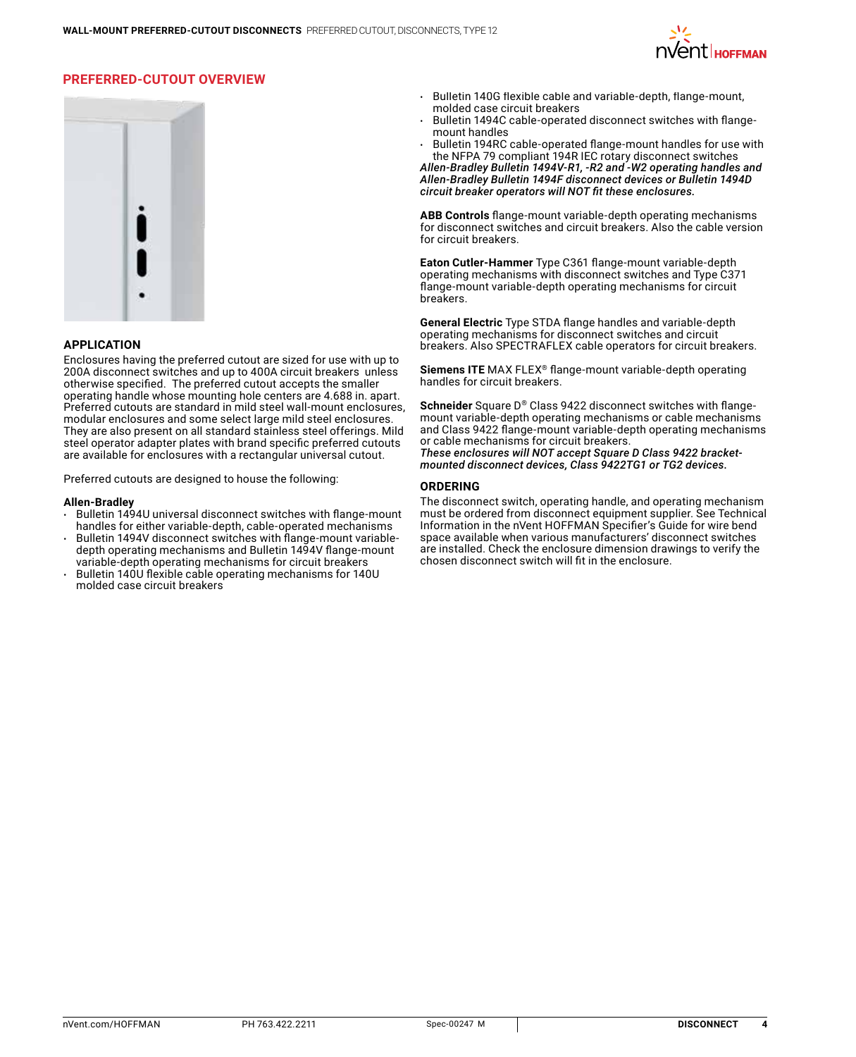## PREFERRED-CUTOUT OVERVIEW

### APPLICATION

Enclosures having the preferred cutout are sized for use with up to 200A disconnect switches and up to 400A circuit breakers unless otherwise specified. The preferred cutout accepts the smaller operating handle whose mounting hole centers are 4.688 in. apart. Preferred cutouts are standard in mild steel wall-mount enclosures, modular enclosures and some select large mild steel enclosures. They are also present on all standard stainless steel offerings. Mild steel operator adapter plates with brand specific preferred cutouts are available for enclosures with a rectangular universal cutout.

Preferred cutouts are designed to house the following:

**Allen-Bradley**

- Bulletin 1494U universal disconnect switches with flange-mount handles for either variable-depth, cable-operated mechanisms
- Bulletin 1494V disconnect switches with flange-mount variable-depth operating mechanisms and Bulletin 1494V flange-mount variable-depth operating mechanisms for circuit breakers
- Bulletin 140U flexible cable operating mechanisms for 140U molded case circuit breakers
- Bulletin 140G flexible cable and variable-depth, flange-mount, molded case circuit breakers
- Bulletin 1494C cable-operated disconnect switches with flange-mount handles
- Bulletin 194RC cable-operated flange-mount handles for use with the NFPA 79 compliant 194R IEC rotary disconnect switches

***Allen-Bradley Bulletin 1494V-R1, -R2 and -W2 operating handles and Allen-Bradley Bulletin 1494F disconnect devices or Bulletin 1494D circuit breaker operators will NOT fit these enclosures.***

**ABB Controls** flange-mount variable-depth operating mechanisms for disconnect switches and circuit breakers. Also the cable version for circuit breakers.

**Eaton Cutler-Hammer** Type C361 flange-mount variable-depth operating mechanisms with disconnect switches and Type C371 flange-mount variable-depth operating mechanisms for circuit breakers.

**General Electric** Type STDA flange handles and variable-depth operating mechanisms for disconnect switches and circuit breakers. Also SPECTRAFLEX cable operators for circuit breakers.

**Siemens ITE** MAX FLEX® flange-mount variable-depth operating handles for circuit breakers.

**Schneider** Square D® Class 9422 disconnect switches with flange-mount variable-depth operating mechanisms or cable mechanisms and Class 9422 flange-mount variable-depth operating mechanisms or cable mechanisms for circuit breakers.
***These enclosures will NOT accept Square D Class 9422 bracket-mounted disconnect devices, Class 9422TG1 or TG2 devices.***

### ORDERING

The disconnect switch, operating handle, and operating mechanism must be ordered from disconnect equipment supplier. See Technical Information in the nVent HOFFMAN Specifier's Guide for wire bend space available when various manufacturers' disconnect switches are installed. Check the enclosure dimension drawings to verify the chosen disconnect switch will fit in the enclosure.